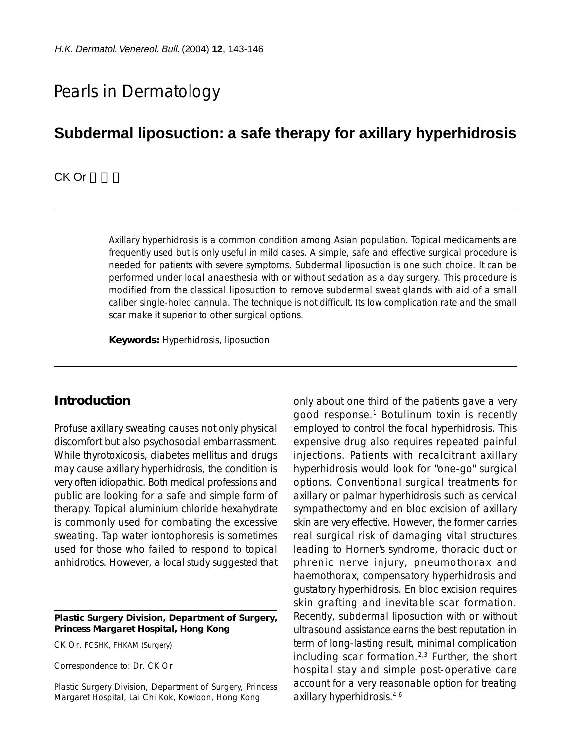Pearls in Dermatology

# Subdermal liposuction: a safe therapy for axillary hyperhidrosis

CK Or 柯昌傑

Axillary hyperhidrosis is a common condition among Asian population. Topical medicaments are frequently used but is only useful in mild cases. A simple, safe and effective surgical procedure is needed for patients with severe symptoms. Subdermal liposuction is one such choice. It can be performed under local anaesthesia with or without sedation as a day surgery. This procedure is modified from the classical liposuction to remove subdermal sweat glands with aid of a small caliber single-holed cannula. The technique is not difficult. Its low complication rate and the small scar make it superior to other surgical options.

**Keywords:** Hyperhidrosis, liposuction

## Introduction

Profuse axillary sweating causes not only physical discomfort but also psychosocial embarrassment. While thyrotoxicosis, diabetes mellitus and drugs may cause axillary hyperhidrosis, the condition is very often idiopathic. Both medical professions and public are looking for a safe and simple form of therapy. Topical aluminium chloride hexahydrate is commonly used for combating the excessive sweating. Tap water iontophoresis is sometimes used for those who failed to respond to topical anhidrotics. However, a local study suggested that only about one third of the patients gave a very good response.[1] Botulinum toxin is recently employed to control the focal hyperhidrosis. This expensive drug also requires repeated painful injections. Patients with recalcitrant axillary hyperhidrosis would look for "one-go" surgical options. Conventional surgical treatments for axillary or palmar hyperhidrosis such as cervical sympathectomy and en bloc excision of axillary skin are very effective. However, the former carries real surgical risk of damaging vital structures leading to Horner's syndrome, thoracic duct or phrenic nerve injury, pneumothorax and haemothorax, compensatory hyperhidrosis and gustatory hyperhidrosis. En bloc excision requires skin grafting and inevitable scar formation. Recently, subdermal liposuction with or without ultrasound assistance earns the best reputation in term of long-lasting result, minimal complication including scar formation.[2,3] Further, the short hospital stay and simple post-operative care account for a very reasonable option for treating axillary hyperhidrosis.[4-6]

**Plastic Surgery Division, Department of Surgery, Princess Margaret Hospital, Hong Kong**

CK Or, FCSHK, FHKAM (Surgery)

Correspondence to: Dr. CK Or

Plastic Surgery Division, Department of Surgery, Princess Margaret Hospital, Lai Chi Kok, Kowloon, Hong Kong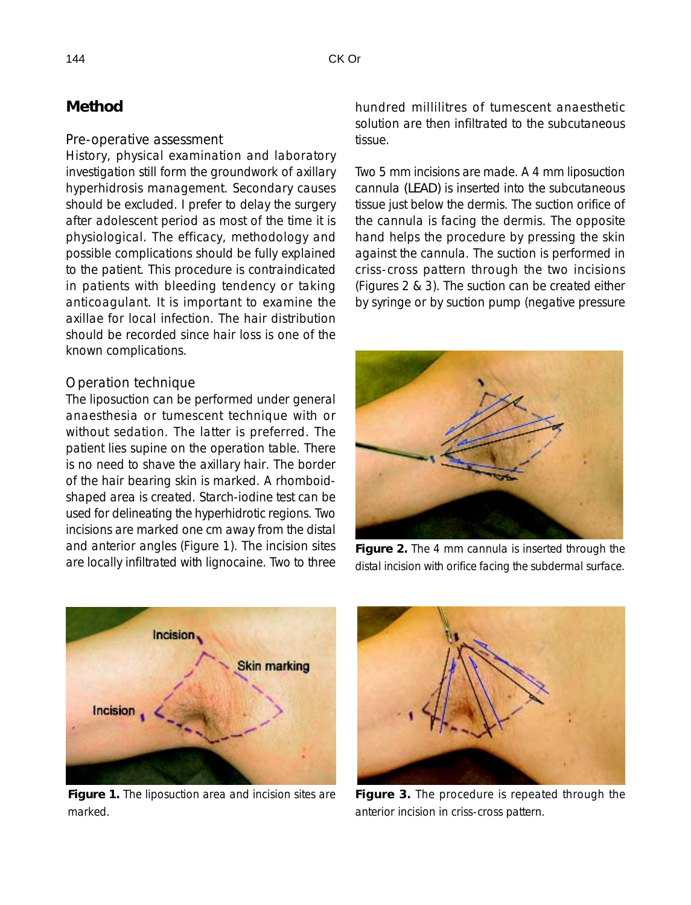## Method

### Pre-operative assessment

History, physical examination and laboratory investigation still form the groundwork of axillary hyperhidrosis management. Secondary causes should be excluded. I prefer to delay the surgery after adolescent period as most of the time it is physiological. The efficacy, methodology and possible complications should be fully explained to the patient. This procedure is contraindicated in patients with bleeding tendency or taking anticoagulant. It is important to examine the axillae for local infection. The hair distribution should be recorded since hair loss is one of the known complications.

### Operation technique

The liposuction can be performed under general anaesthesia or tumescent technique with or without sedation. The latter is preferred. The patient lies supine on the operation table. There is no need to shave the axillary hair. The border of the hair bearing skin is marked. A rhomboid-shaped area is created. Starch-iodine test can be used for delineating the hyperhidrotic regions. Two incisions are marked one cm away from the distal and anterior angles (Figure 1). The incision sites are locally infiltrated with lignocaine. Two to three hundred millilitres of tumescent anaesthetic solution are then infiltrated to the subcutaneous tissue.

Two 5 mm incisions are made. A 4 mm liposuction cannula (LEAD) is inserted into the subcutaneous tissue just below the dermis. The suction orifice of the cannula is facing the dermis. The opposite hand helps the procedure by pressing the skin against the cannula. The suction is performed in criss-cross pattern through the two incisions (Figures 2 & 3). The suction can be created either by syringe or by suction pump (negative pressure

**Figure 2.** The 4 mm cannula is inserted through the distal incision with orifice facing the subdermal surface.

**Figure 1.** The liposuction area and incision sites are marked.

**Figure 3.** The procedure is repeated through the anterior incision in criss-cross pattern.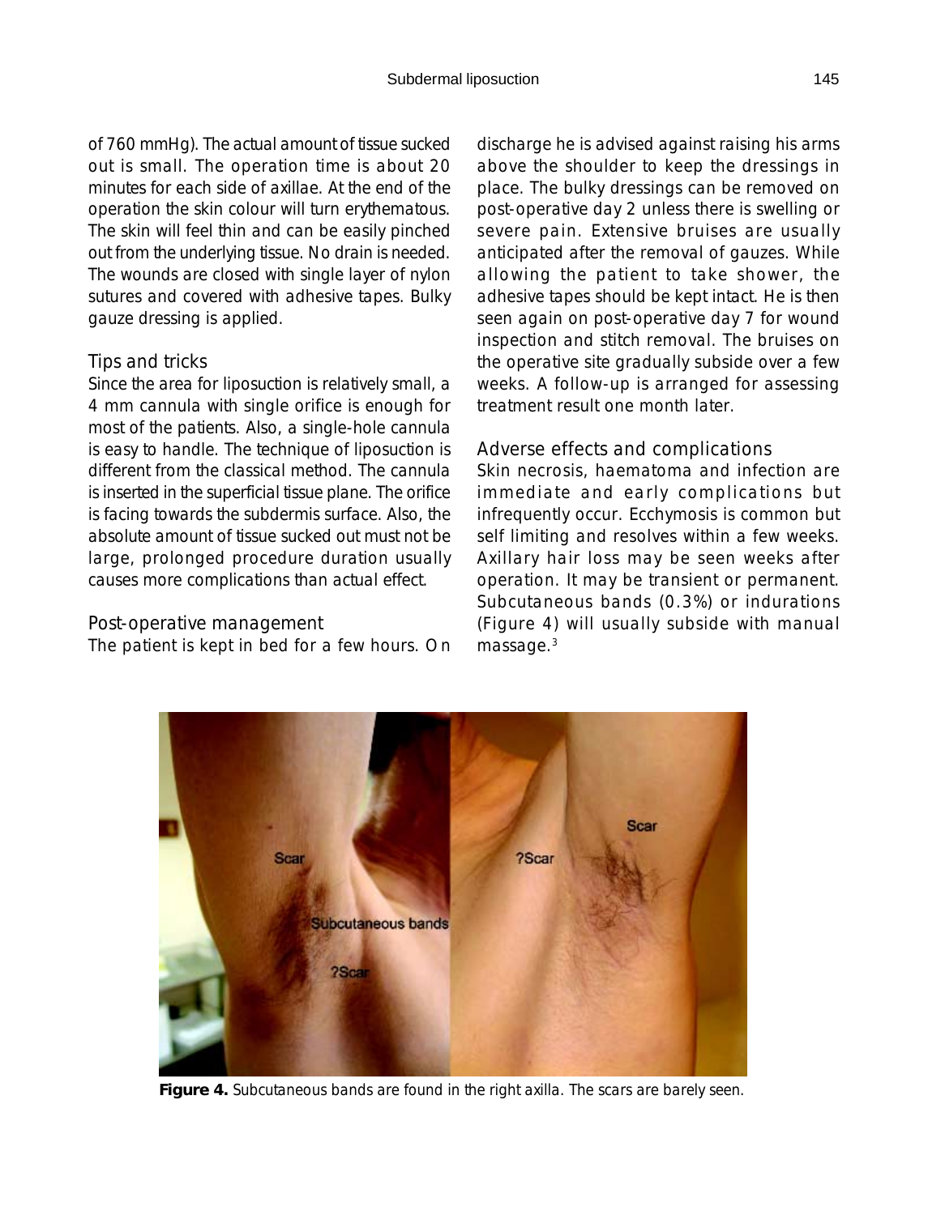of 760 mmHg). The actual amount of tissue sucked out is small. The operation time is about 20 minutes for each side of axillae. At the end of the operation the skin colour will turn erythematous. The skin will feel thin and can be easily pinched out from the underlying tissue. No drain is needed. The wounds are closed with single layer of nylon sutures and covered with adhesive tapes. Bulky gauze dressing is applied.

### Tips and tricks

Since the area for liposuction is relatively small, a 4 mm cannula with single orifice is enough for most of the patients. Also, a single-hole cannula is easy to handle. The technique of liposuction is different from the classical method. The cannula is inserted in the superficial tissue plane. The orifice is facing towards the subdermis surface. Also, the absolute amount of tissue sucked out must not be large, prolonged procedure duration usually causes more complications than actual effect.

### Post-operative management

The patient is kept in bed for a few hours. On discharge he is advised against raising his arms above the shoulder to keep the dressings in place. The bulky dressings can be removed on post-operative day 2 unless there is swelling or severe pain. Extensive bruises are usually anticipated after the removal of gauzes. While allowing the patient to take shower, the adhesive tapes should be kept intact. He is then seen again on post-operative day 7 for wound inspection and stitch removal. The bruises on the operative site gradually subside over a few weeks. A follow-up is arranged for assessing treatment result one month later.

### Adverse effects and complications

Skin necrosis, haematoma and infection are immediate and early complications but infrequently occur. Ecchymosis is common but self limiting and resolves within a few weeks. Axillary hair loss may be seen weeks after operation. It may be transient or permanent. Subcutaneous bands (0.3%) or indurations (Figure 4) will usually subside with manual massage.[3]

**Figure 4.** Subcutaneous bands are found in the right axilla. The scars are barely seen.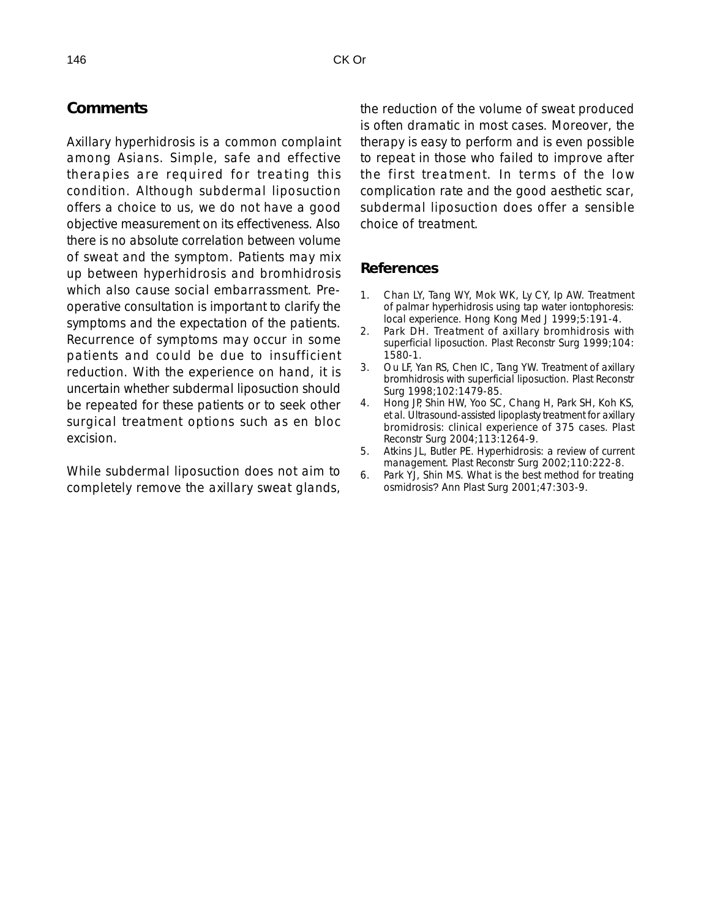## Comments

Axillary hyperhidrosis is a common complaint among Asians. Simple, safe and effective therapies are required for treating this condition. Although subdermal liposuction offers a choice to us, we do not have a good objective measurement on its effectiveness. Also there is no absolute correlation between volume of sweat and the symptom. Patients may mix up between hyperhidrosis and bromhidrosis which also cause social embarrassment. Pre-operative consultation is important to clarify the symptoms and the expectation of the patients. Recurrence of symptoms may occur in some patients and could be due to insufficient reduction. With the experience on hand, it is uncertain whether subdermal liposuction should be repeated for these patients or to seek other surgical treatment options such as en bloc excision.

While subdermal liposuction does not aim to completely remove the axillary sweat glands, the reduction of the volume of sweat produced is often dramatic in most cases. Moreover, the therapy is easy to perform and is even possible to repeat in those who failed to improve after the first treatment. In terms of the low complication rate and the good aesthetic scar, subdermal liposuction does offer a sensible choice of treatment.

## References

1. Chan LY, Tang WY, Mok WK, Ly CY, Ip AW. Treatment of palmar hyperhidrosis using tap water iontophoresis: local experience. Hong Kong Med J 1999;5:191-4.
2. Park DH. Treatment of axillary bromhidrosis with superficial liposuction. Plast Reconstr Surg 1999;104: 1580-1.
3. Ou LF, Yan RS, Chen IC, Tang YW. Treatment of axillary bromhidrosis with superficial liposuction. Plast Reconstr Surg 1998;102:1479-85.
4. Hong JP, Shin HW, Yoo SC, Chang H, Park SH, Koh KS, et al. Ultrasound-assisted lipoplasty treatment for axillary bromidrosis: clinical experience of 375 cases. Plast Reconstr Surg 2004;113:1264-9.
5. Atkins JL, Butler PE. Hyperhidrosis: a review of current management. Plast Reconstr Surg 2002;110:222-8.
6. Park YJ, Shin MS. What is the best method for treating osmidrosis? Ann Plast Surg 2001;47:303-9.